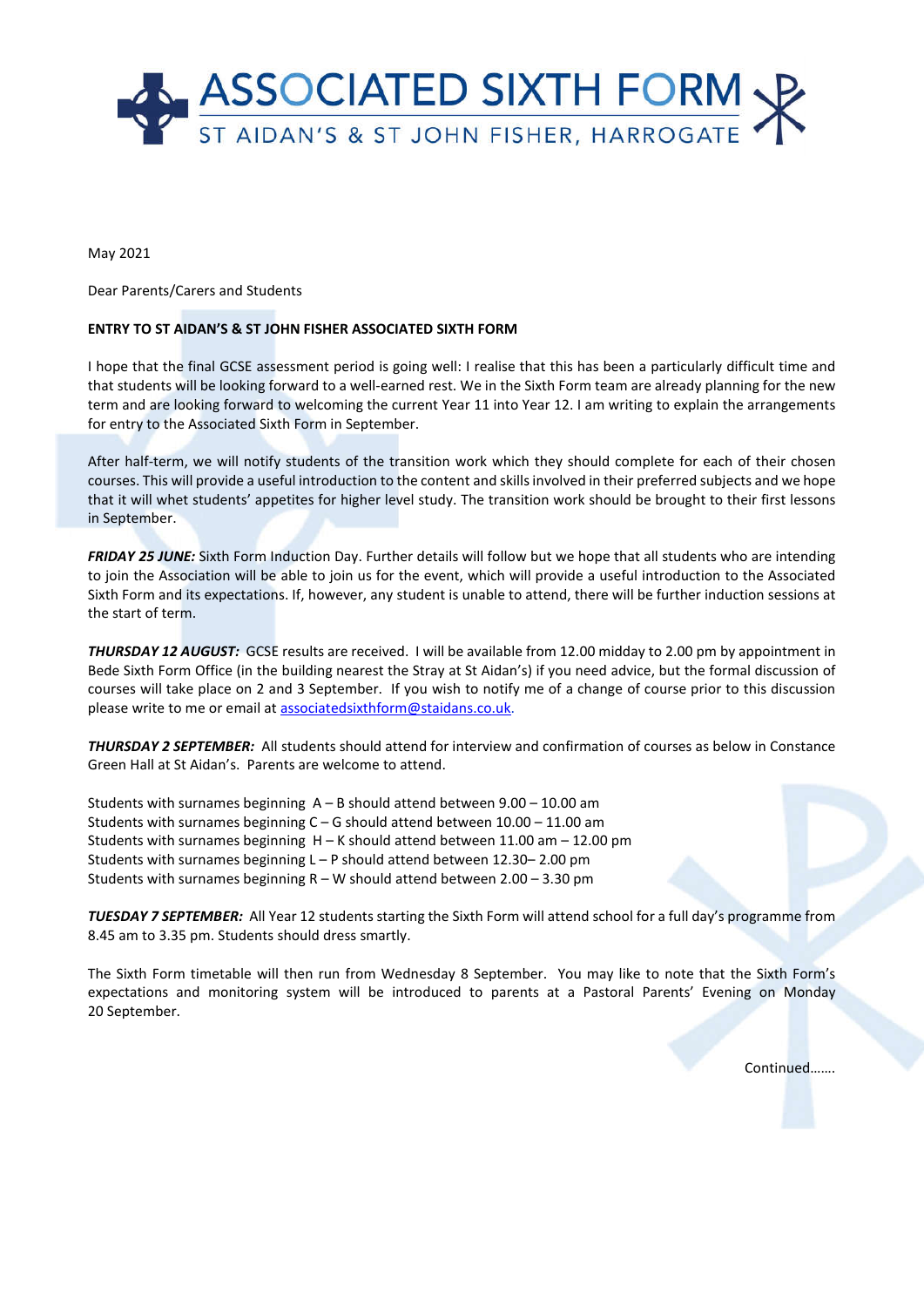# ASSOCIATED SIXTH FORM

ST AIDAN'S & ST JOHN FISHER, HARROGATE

May 2021

Dear Parents/Carers and Students

**ENTRY TO ST AIDAN'S & ST JOHN FISHER ASSOCIATED SIXTH FORM**

I hope that the final GCSE assessment period is going well: I realise that this has been a particularly difficult time and that students will be looking forward to a well-earned rest. We in the Sixth Form team are already planning for the new term and are looking forward to welcoming the current Year 11 into Year 12. I am writing to explain the arrangements for entry to the Associated Sixth Form in September.

After half-term, we will notify students of the transition work which they should complete for each of their chosen courses. This will provide a useful introduction to the content and skills involved in their preferred subjects and we hope that it will whet students' appetites for higher level study. The transition work should be brought to their first lessons in September.

***FRIDAY 25 JUNE:*** Sixth Form Induction Day. Further details will follow but we hope that all students who are intending to join the Association will be able to join us for the event, which will provide a useful introduction to the Associated Sixth Form and its expectations. If, however, any student is unable to attend, there will be further induction sessions at the start of term.

***THURSDAY 12 AUGUST:*** GCSE results are received. I will be available from 12.00 midday to 2.00 pm by appointment in Bede Sixth Form Office (in the building nearest the Stray at St Aidan's) if you need advice, but the formal discussion of courses will take place on 2 and 3 September. If you wish to notify me of a change of course prior to this discussion please write to me or email at associatedsixthform@staidans.co.uk.

***THURSDAY 2 SEPTEMBER:*** All students should attend for interview and confirmation of courses as below in Constance Green Hall at St Aidan's. Parents are welcome to attend.

Students with surnames beginning A – B should attend between 9.00 – 10.00 am
Students with surnames beginning C – G should attend between 10.00 – 11.00 am
Students with surnames beginning H – K should attend between 11.00 am – 12.00 pm
Students with surnames beginning L – P should attend between 12.30– 2.00 pm
Students with surnames beginning R – W should attend between 2.00 – 3.30 pm

***TUESDAY 7 SEPTEMBER:*** All Year 12 students starting the Sixth Form will attend school for a full day's programme from 8.45 am to 3.35 pm. Students should dress smartly.

The Sixth Form timetable will then run from Wednesday 8 September. You may like to note that the Sixth Form's expectations and monitoring system will be introduced to parents at a Pastoral Parents' Evening on Monday 20 September.

Continued…….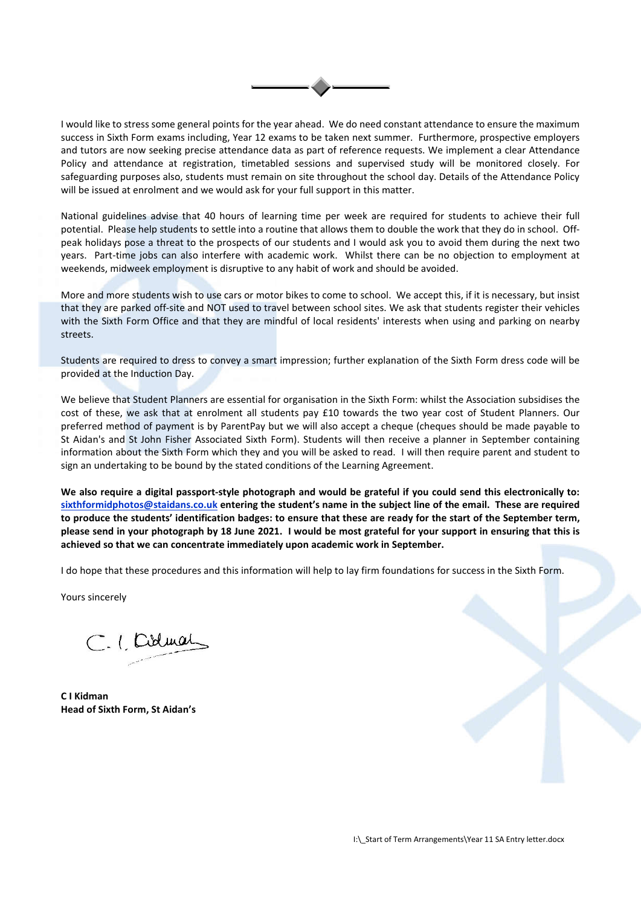I would like to stress some general points for the year ahead. We do need constant attendance to ensure the maximum success in Sixth Form exams including, Year 12 exams to be taken next summer. Furthermore, prospective employers and tutors are now seeking precise attendance data as part of reference requests. We implement a clear Attendance Policy and attendance at registration, timetabled sessions and supervised study will be monitored closely. For safeguarding purposes also, students must remain on site throughout the school day. Details of the Attendance Policy will be issued at enrolment and we would ask for your full support in this matter.

National guidelines advise that 40 hours of learning time per week are required for students to achieve their full potential. Please help students to settle into a routine that allows them to double the work that they do in school. Off-peak holidays pose a threat to the prospects of our students and I would ask you to avoid them during the next two years. Part-time jobs can also interfere with academic work. Whilst there can be no objection to employment at weekends, midweek employment is disruptive to any habit of work and should be avoided.

More and more students wish to use cars or motor bikes to come to school. We accept this, if it is necessary, but insist that they are parked off-site and NOT used to travel between school sites. We ask that students register their vehicles with the Sixth Form Office and that they are mindful of local residents' interests when using and parking on nearby streets.

Students are required to dress to convey a smart impression; further explanation of the Sixth Form dress code will be provided at the Induction Day.

We believe that Student Planners are essential for organisation in the Sixth Form: whilst the Association subsidises the cost of these, we ask that at enrolment all students pay £10 towards the two year cost of Student Planners. Our preferred method of payment is by ParentPay but we will also accept a cheque (cheques should be made payable to St Aidan's and St John Fisher Associated Sixth Form). Students will then receive a planner in September containing information about the Sixth Form which they and you will be asked to read. I will then require parent and student to sign an undertaking to be bound by the stated conditions of the Learning Agreement.

**We also require a digital passport-style photograph and would be grateful if you could send this electronically to: sixthformidphotos@staidans.co.uk entering the student's name in the subject line of the email. These are required to produce the students' identification badges: to ensure that these are ready for the start of the September term, please send in your photograph by 18 June 2021. I would be most grateful for your support in ensuring that this is achieved so that we can concentrate immediately upon academic work in September.**

I do hope that these procedures and this information will help to lay firm foundations for success in the Sixth Form.

Yours sincerely

C. I. Kidman

**C I Kidman**
**Head of Sixth Form, St Aidan's**

I:\_Start of Term Arrangements\Year 11 SA Entry letter.docx